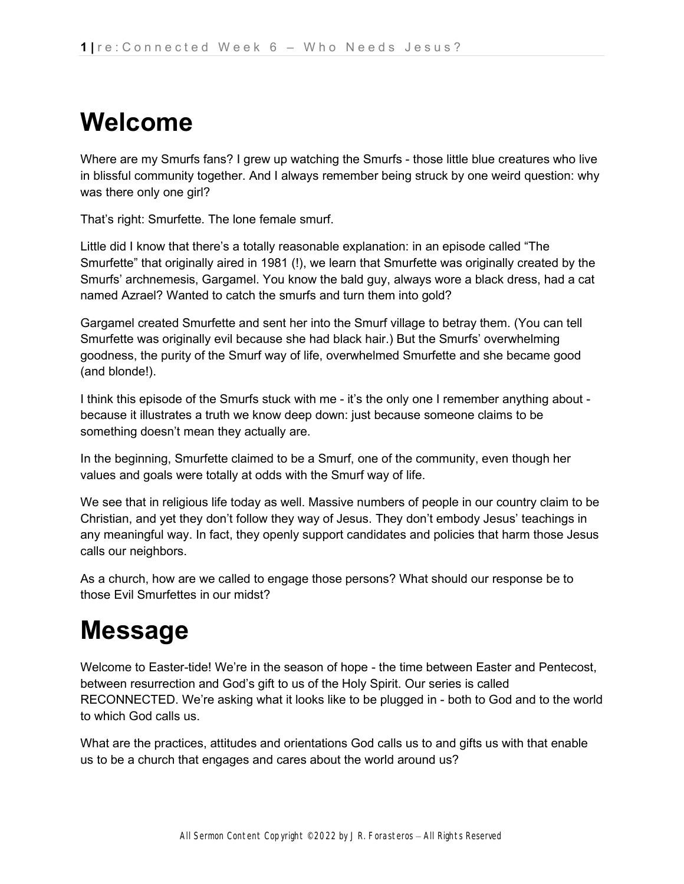# Welcome

Where are my Smurfs fans? I grew up watching the Smurfs - those little blue creatures who live in blissful community together. And I always remember being struck by one weird question: why was there only one girl?

That's right: Smurfette. The lone female smurf.

Little did I know that there's a totally reasonable explanation: in an episode called "The Smurfette" that originally aired in 1981 (!), we learn that Smurfette was originally created by the Smurfs' archnemesis, Gargamel. You know the bald guy, always wore a black dress, had a cat named Azrael? Wanted to catch the smurfs and turn them into gold?

Gargamel created Smurfette and sent her into the Smurf village to betray them. (You can tell Smurfette was originally evil because she had black hair.) But the Smurfs' overwhelming goodness, the purity of the Smurf way of life, overwhelmed Smurfette and she became good (and blonde!).

I think this episode of the Smurfs stuck with me - it's the only one I remember anything about - because it illustrates a truth we know deep down: just because someone claims to be something doesn't mean they actually are.

In the beginning, Smurfette claimed to be a Smurf, one of the community, even though her values and goals were totally at odds with the Smurf way of life.

We see that in religious life today as well. Massive numbers of people in our country claim to be Christian, and yet they don't follow they way of Jesus. They don't embody Jesus' teachings in any meaningful way. In fact, they openly support candidates and policies that harm those Jesus calls our neighbors.

As a church, how are we called to engage those persons? What should our response be to those Evil Smurfettes in our midst?

# Message

Welcome to Easter-tide! We're in the season of hope - the time between Easter and Pentecost, between resurrection and God's gift to us of the Holy Spirit. Our series is called RECONNECTED. We're asking what it looks like to be plugged in - both to God and to the world to which God calls us.

What are the practices, attitudes and orientations God calls us to and gifts us with that enable us to be a church that engages and cares about the world around us?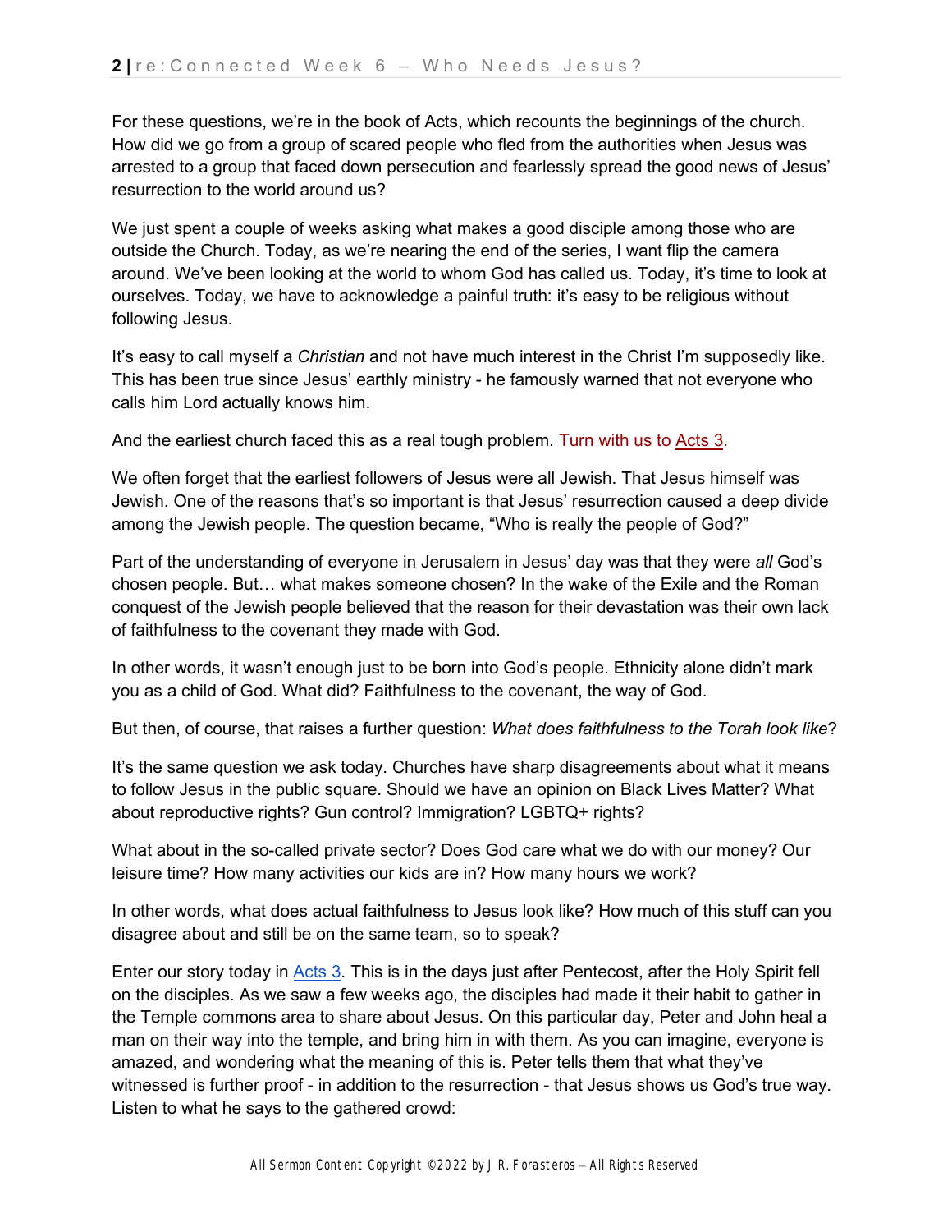For these questions, we're in the book of Acts, which recounts the beginnings of the church. How did we go from a group of scared people who fled from the authorities when Jesus was arrested to a group that faced down persecution and fearlessly spread the good news of Jesus' resurrection to the world around us?

We just spent a couple of weeks asking what makes a good disciple among those who are outside the Church. Today, as we're nearing the end of the series, I want flip the camera around. We've been looking at the world to whom God has called us. Today, it's time to look at ourselves. Today, we have to acknowledge a painful truth: it's easy to be religious without following Jesus.

It's easy to call myself a *Christian* and not have much interest in the Christ I'm supposedly like. This has been true since Jesus' earthly ministry - he famously warned that not everyone who calls him Lord actually knows him.

And the earliest church faced this as a real tough problem. Turn with us to Acts 3.

We often forget that the earliest followers of Jesus were all Jewish. That Jesus himself was Jewish. One of the reasons that's so important is that Jesus' resurrection caused a deep divide among the Jewish people. The question became, "Who is really the people of God?"

Part of the understanding of everyone in Jerusalem in Jesus' day was that they were *all* God's chosen people. But… what makes someone chosen? In the wake of the Exile and the Roman conquest of the Jewish people believed that the reason for their devastation was their own lack of faithfulness to the covenant they made with God.

In other words, it wasn't enough just to be born into God's people. Ethnicity alone didn't mark you as a child of God. What did? Faithfulness to the covenant, the way of God.

But then, of course, that raises a further question: *What does faithfulness to the Torah look like*?

It's the same question we ask today. Churches have sharp disagreements about what it means to follow Jesus in the public square. Should we have an opinion on Black Lives Matter? What about reproductive rights? Gun control? Immigration? LGBTQ+ rights?

What about in the so-called private sector? Does God care what we do with our money? Our leisure time? How many activities our kids are in? How many hours we work?

In other words, what does actual faithfulness to Jesus look like? How much of this stuff can you disagree about and still be on the same team, so to speak?

Enter our story today in Acts 3. This is in the days just after Pentecost, after the Holy Spirit fell on the disciples. As we saw a few weeks ago, the disciples had made it their habit to gather in the Temple commons area to share about Jesus. On this particular day, Peter and John heal a man on their way into the temple, and bring him in with them. As you can imagine, everyone is amazed, and wondering what the meaning of this is. Peter tells them that what they've witnessed is further proof - in addition to the resurrection - that Jesus shows us God's true way. Listen to what he says to the gathered crowd: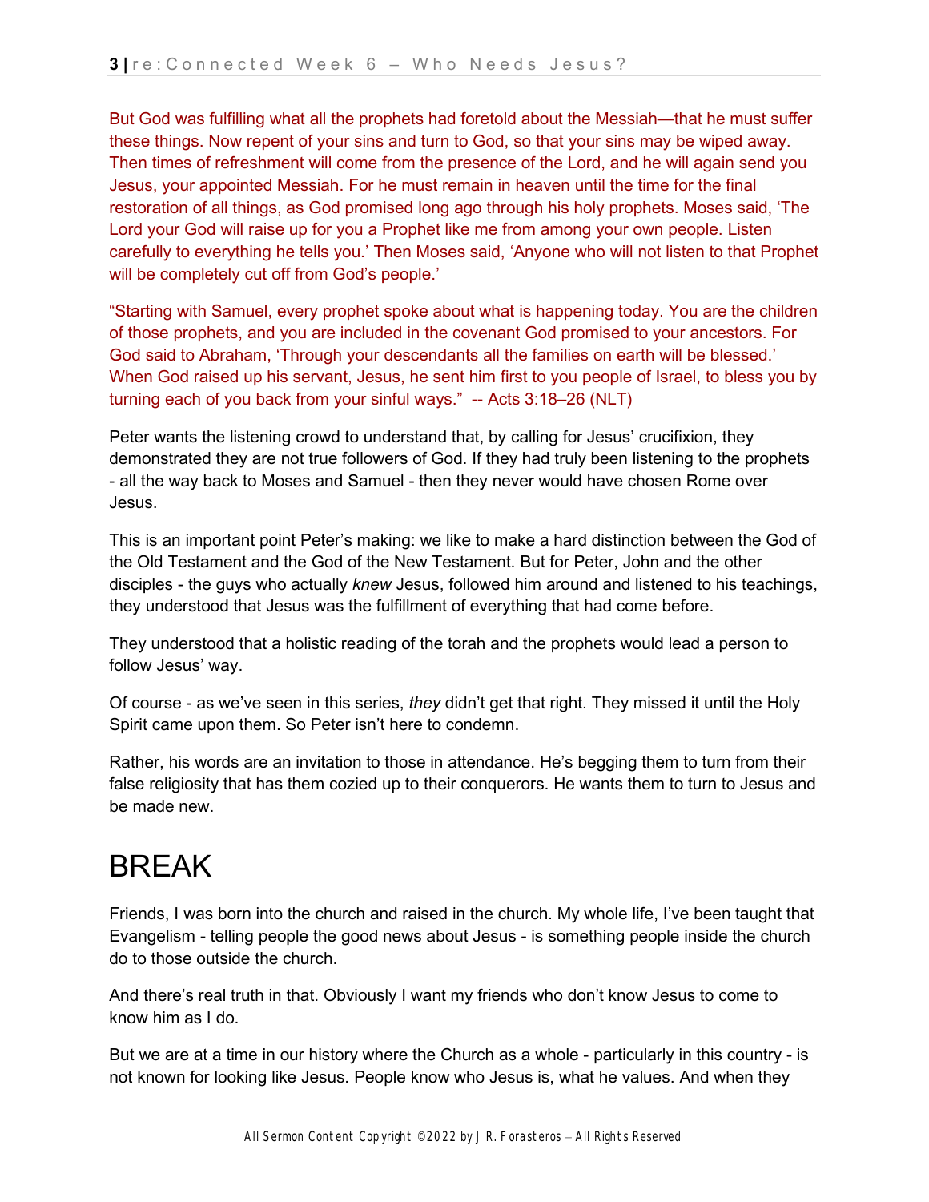But God was fulfilling what all the prophets had foretold about the Messiah—that he must suffer these things. Now repent of your sins and turn to God, so that your sins may be wiped away. Then times of refreshment will come from the presence of the Lord, and he will again send you Jesus, your appointed Messiah. For he must remain in heaven until the time for the final restoration of all things, as God promised long ago through his holy prophets. Moses said, 'The Lord your God will raise up for you a Prophet like me from among your own people. Listen carefully to everything he tells you.' Then Moses said, 'Anyone who will not listen to that Prophet will be completely cut off from God's people.'

"Starting with Samuel, every prophet spoke about what is happening today. You are the children of those prophets, and you are included in the covenant God promised to your ancestors. For God said to Abraham, 'Through your descendants all the families on earth will be blessed.' When God raised up his servant, Jesus, he sent him first to you people of Israel, to bless you by turning each of you back from your sinful ways." -- Acts 3:18–26 (NLT)

Peter wants the listening crowd to understand that, by calling for Jesus' crucifixion, they demonstrated they are not true followers of God. If they had truly been listening to the prophets - all the way back to Moses and Samuel - then they never would have chosen Rome over Jesus.

This is an important point Peter's making: we like to make a hard distinction between the God of the Old Testament and the God of the New Testament. But for Peter, John and the other disciples - the guys who actually *knew* Jesus, followed him around and listened to his teachings, they understood that Jesus was the fulfillment of everything that had come before.

They understood that a holistic reading of the torah and the prophets would lead a person to follow Jesus' way.

Of course - as we've seen in this series, *they* didn't get that right. They missed it until the Holy Spirit came upon them. So Peter isn't here to condemn.

Rather, his words are an invitation to those in attendance. He's begging them to turn from their false religiosity that has them cozied up to their conquerors. He wants them to turn to Jesus and be made new.

# BREAK

Friends, I was born into the church and raised in the church. My whole life, I've been taught that Evangelism - telling people the good news about Jesus - is something people inside the church do to those outside the church.

And there's real truth in that. Obviously I want my friends who don't know Jesus to come to know him as I do.

But we are at a time in our history where the Church as a whole - particularly in this country - is not known for looking like Jesus. People know who Jesus is, what he values. And when they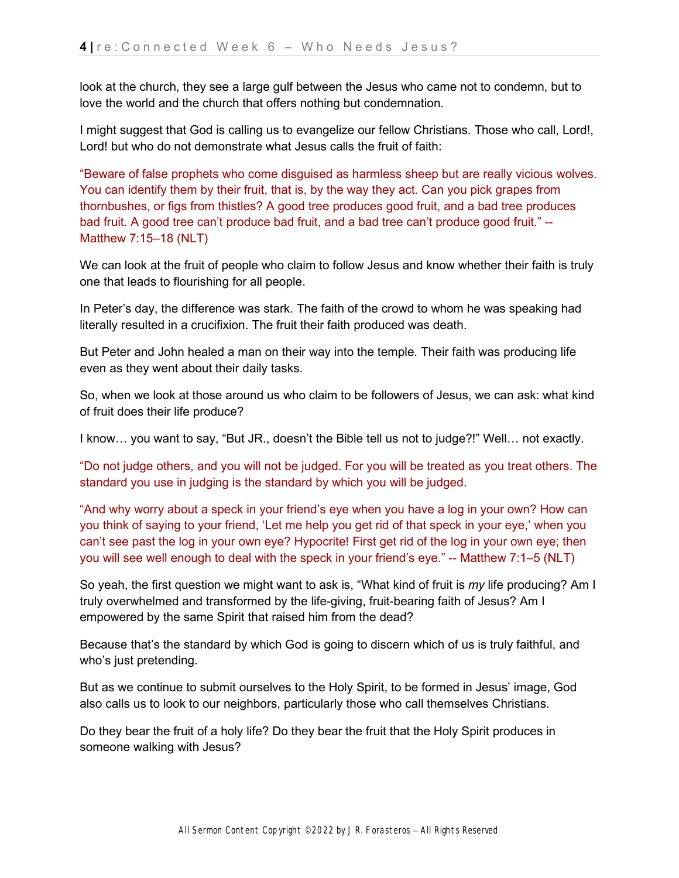look at the church, they see a large gulf between the Jesus who came not to condemn, but to love the world and the church that offers nothing but condemnation.

I might suggest that God is calling us to evangelize our fellow Christians. Those who call, Lord!, Lord! but who do not demonstrate what Jesus calls the fruit of faith:

"Beware of false prophets who come disguised as harmless sheep but are really vicious wolves. You can identify them by their fruit, that is, by the way they act. Can you pick grapes from thornbushes, or figs from thistles? A good tree produces good fruit, and a bad tree produces bad fruit. A good tree can't produce bad fruit, and a bad tree can't produce good fruit." -- Matthew 7:15–18 (NLT)

We can look at the fruit of people who claim to follow Jesus and know whether their faith is truly one that leads to flourishing for all people.

In Peter's day, the difference was stark. The faith of the crowd to whom he was speaking had literally resulted in a crucifixion. The fruit their faith produced was death.

But Peter and John healed a man on their way into the temple. Their faith was producing life even as they went about their daily tasks.

So, when we look at those around us who claim to be followers of Jesus, we can ask: what kind of fruit does their life produce?

I know… you want to say, "But JR., doesn't the Bible tell us not to judge?!" Well… not exactly.

"Do not judge others, and you will not be judged. For you will be treated as you treat others. The standard you use in judging is the standard by which you will be judged.

"And why worry about a speck in your friend's eye when you have a log in your own? How can you think of saying to your friend, 'Let me help you get rid of that speck in your eye,' when you can't see past the log in your own eye? Hypocrite! First get rid of the log in your own eye; then you will see well enough to deal with the speck in your friend's eye." -- Matthew 7:1–5 (NLT)

So yeah, the first question we might want to ask is, "What kind of fruit is *my* life producing? Am I truly overwhelmed and transformed by the life-giving, fruit-bearing faith of Jesus? Am I empowered by the same Spirit that raised him from the dead?

Because that's the standard by which God is going to discern which of us is truly faithful, and who's just pretending.

But as we continue to submit ourselves to the Holy Spirit, to be formed in Jesus' image, God also calls us to look to our neighbors, particularly those who call themselves Christians.

Do they bear the fruit of a holy life? Do they bear the fruit that the Holy Spirit produces in someone walking with Jesus?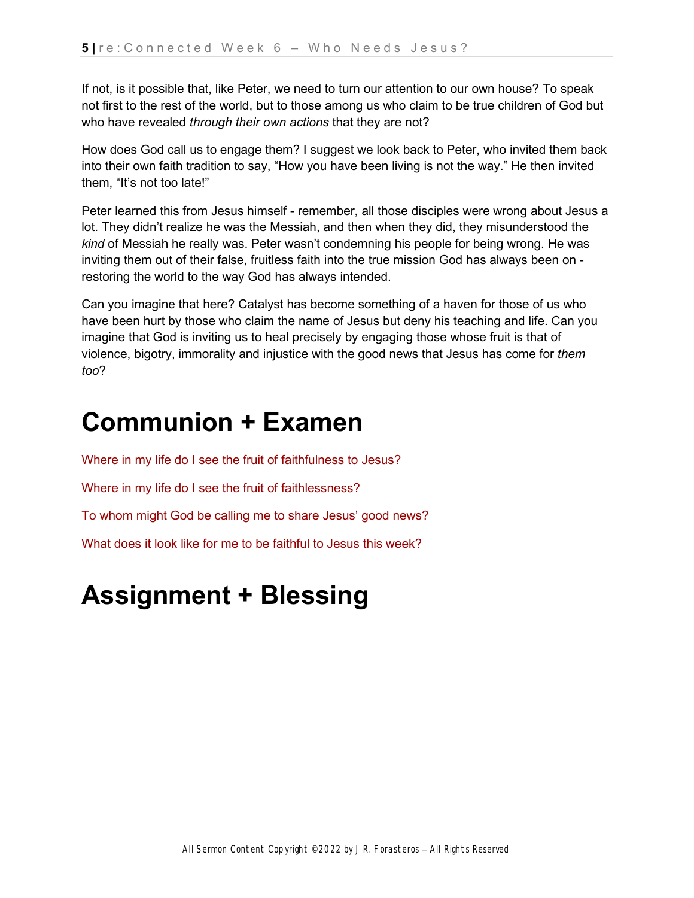If not, is it possible that, like Peter, we need to turn our attention to our own house? To speak not first to the rest of the world, but to those among us who claim to be true children of God but who have revealed *through their own actions* that they are not?

How does God call us to engage them? I suggest we look back to Peter, who invited them back into their own faith tradition to say, “How you have been living is not the way.” He then invited them, “It’s not too late!”

Peter learned this from Jesus himself - remember, all those disciples were wrong about Jesus a lot. They didn’t realize he was the Messiah, and then when they did, they misunderstood the *kind* of Messiah he really was. Peter wasn’t condemning his people for being wrong. He was inviting them out of their false, fruitless faith into the true mission God has always been on - restoring the world to the way God has always intended.

Can you imagine that here? Catalyst has become something of a haven for those of us who have been hurt by those who claim the name of Jesus but deny his teaching and life. Can you imagine that God is inviting us to heal precisely by engaging those whose fruit is that of violence, bigotry, immorality and injustice with the good news that Jesus has come for *them too*?

# Communion + Examen

Where in my life do I see the fruit of faithfulness to Jesus?

Where in my life do I see the fruit of faithlessness?

To whom might God be calling me to share Jesus’ good news?

What does it look like for me to be faithful to Jesus this week?

# Assignment + Blessing